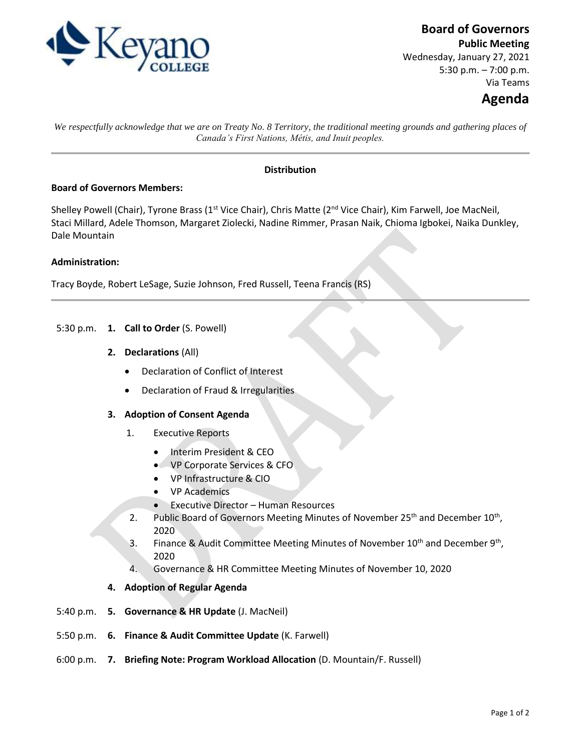# Board of Governors

**Public Meeting**

Wednesday, January 27, 2021

5:30 p.m. – 7:00 p.m.

Via Teams

## Agenda

*We respectfully acknowledge that we are on Treaty No. 8 Territory, the traditional meeting grounds and gathering places of Canada's First Nations, Métis, and Inuit peoples.*

---

**Distribution**

**Board of Governors Members:**

Shelley Powell (Chair), Tyrone Brass (1st Vice Chair), Chris Matte (2nd Vice Chair), Kim Farwell, Joe MacNeil, Staci Millard, Adele Thomson, Margaret Ziolecki, Nadine Rimmer, Prasan Naik, Chioma Igbokei, Naika Dunkley, Dale Mountain

**Administration:**

Tracy Boyde, Robert LeSage, Suzie Johnson, Fred Russell, Teena Francis (RS)

---

5:30 p.m. **1. Call to Order** (S. Powell)

**2. Declarations** (All)

- Declaration of Conflict of Interest
- Declaration of Fraud & Irregularities

**3. Adoption of Consent Agenda**

1. Executive Reports
   - Interim President & CEO
   - VP Corporate Services & CFO
   - VP Infrastructure & CIO
   - VP Academics
   - Executive Director – Human Resources
2. Public Board of Governors Meeting Minutes of November 25th and December 10th, 2020
3. Finance & Audit Committee Meeting Minutes of November 10th and December 9th, 2020
4. Governance & HR Committee Meeting Minutes of November 10, 2020

**4. Adoption of Regular Agenda**

5:40 p.m. **5. Governance & HR Update** (J. MacNeil)

5:50 p.m. **6. Finance & Audit Committee Update** (K. Farwell)

6:00 p.m. **7. Briefing Note: Program Workload Allocation** (D. Mountain/F. Russell)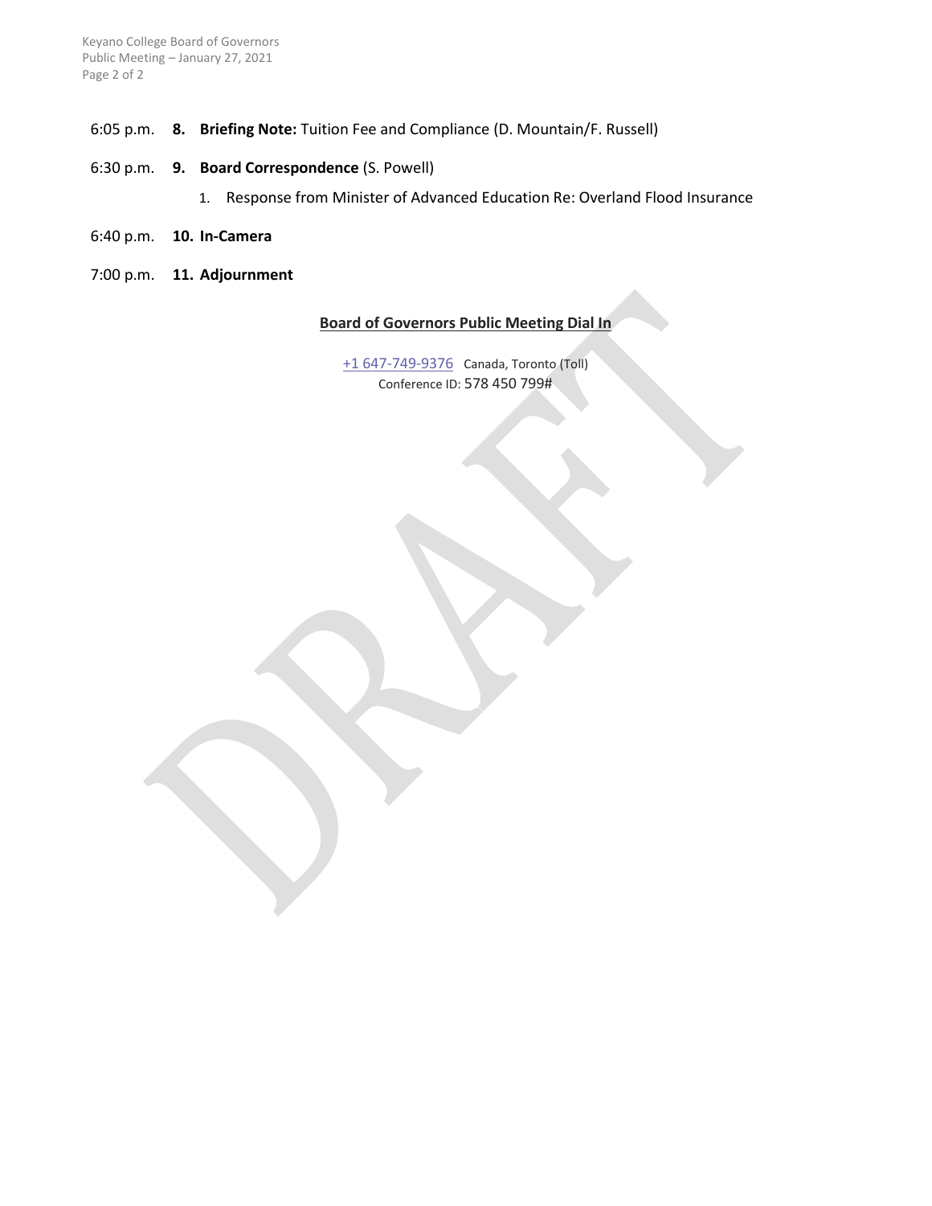6:05 p.m. **8. Briefing Note:** Tuition Fee and Compliance (D. Mountain/F. Russell)

6:30 p.m. **9. Board Correspondence** (S. Powell)

1. Response from Minister of Advanced Education Re: Overland Flood Insurance

6:40 p.m. **10. In-Camera**

7:00 p.m. **11. Adjournment**

**Board of Governors Public Meeting Dial In**

+1 647-749-9376 Canada, Toronto (Toll)

Conference ID: 578 450 799#

DRAFT